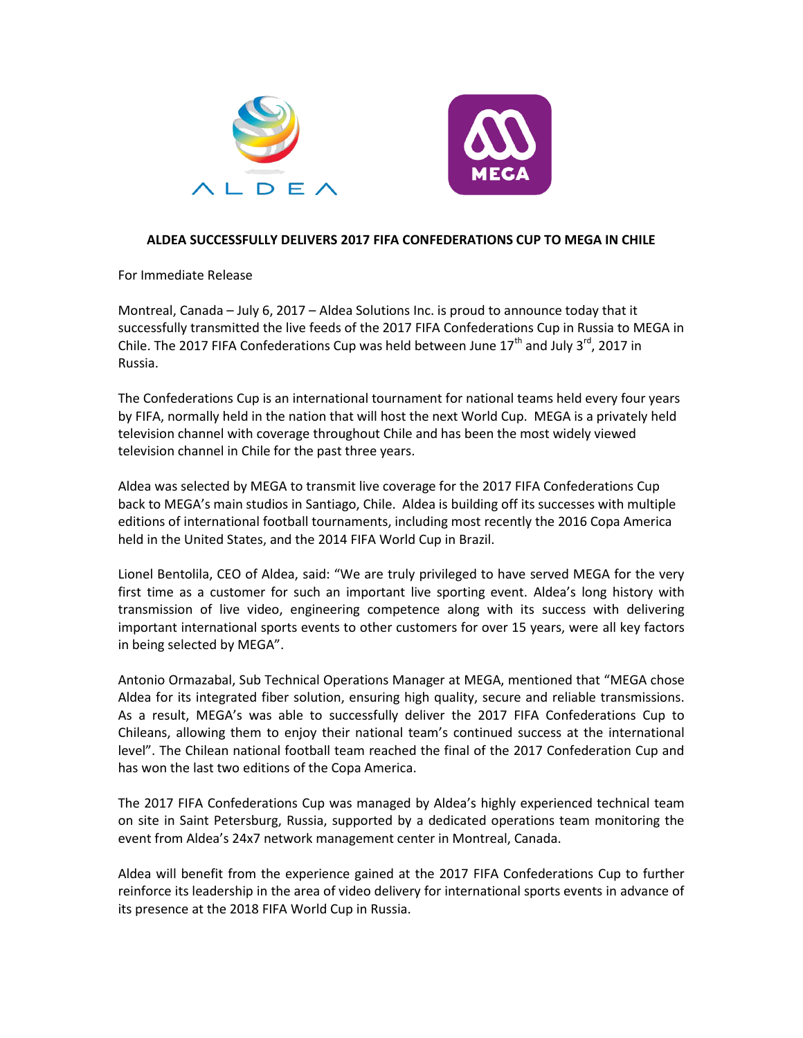**ALDEA SUCCESSFULLY DELIVERS 2017 FIFA CONFEDERATIONS CUP TO MEGA IN CHILE**

For Immediate Release

Montreal, Canada – July 6, 2017 – Aldea Solutions Inc. is proud to announce today that it successfully transmitted the live feeds of the 2017 FIFA Confederations Cup in Russia to MEGA in Chile. The 2017 FIFA Confederations Cup was held between June 17th and July 3rd, 2017 in Russia.

The Confederations Cup is an international tournament for national teams held every four years by FIFA, normally held in the nation that will host the next World Cup. MEGA is a privately held television channel with coverage throughout Chile and has been the most widely viewed television channel in Chile for the past three years.

Aldea was selected by MEGA to transmit live coverage for the 2017 FIFA Confederations Cup back to MEGA's main studios in Santiago, Chile. Aldea is building off its successes with multiple editions of international football tournaments, including most recently the 2016 Copa America held in the United States, and the 2014 FIFA World Cup in Brazil.

Lionel Bentolila, CEO of Aldea, said: "We are truly privileged to have served MEGA for the very first time as a customer for such an important live sporting event. Aldea's long history with transmission of live video, engineering competence along with its success with delivering important international sports events to other customers for over 15 years, were all key factors in being selected by MEGA".

Antonio Ormazabal, Sub Technical Operations Manager at MEGA, mentioned that "MEGA chose Aldea for its integrated fiber solution, ensuring high quality, secure and reliable transmissions. As a result, MEGA's was able to successfully deliver the 2017 FIFA Confederations Cup to Chileans, allowing them to enjoy their national team's continued success at the international level". The Chilean national football team reached the final of the 2017 Confederation Cup and has won the last two editions of the Copa America.

The 2017 FIFA Confederations Cup was managed by Aldea's highly experienced technical team on site in Saint Petersburg, Russia, supported by a dedicated operations team monitoring the event from Aldea's 24x7 network management center in Montreal, Canada.

Aldea will benefit from the experience gained at the 2017 FIFA Confederations Cup to further reinforce its leadership in the area of video delivery for international sports events in advance of its presence at the 2018 FIFA World Cup in Russia.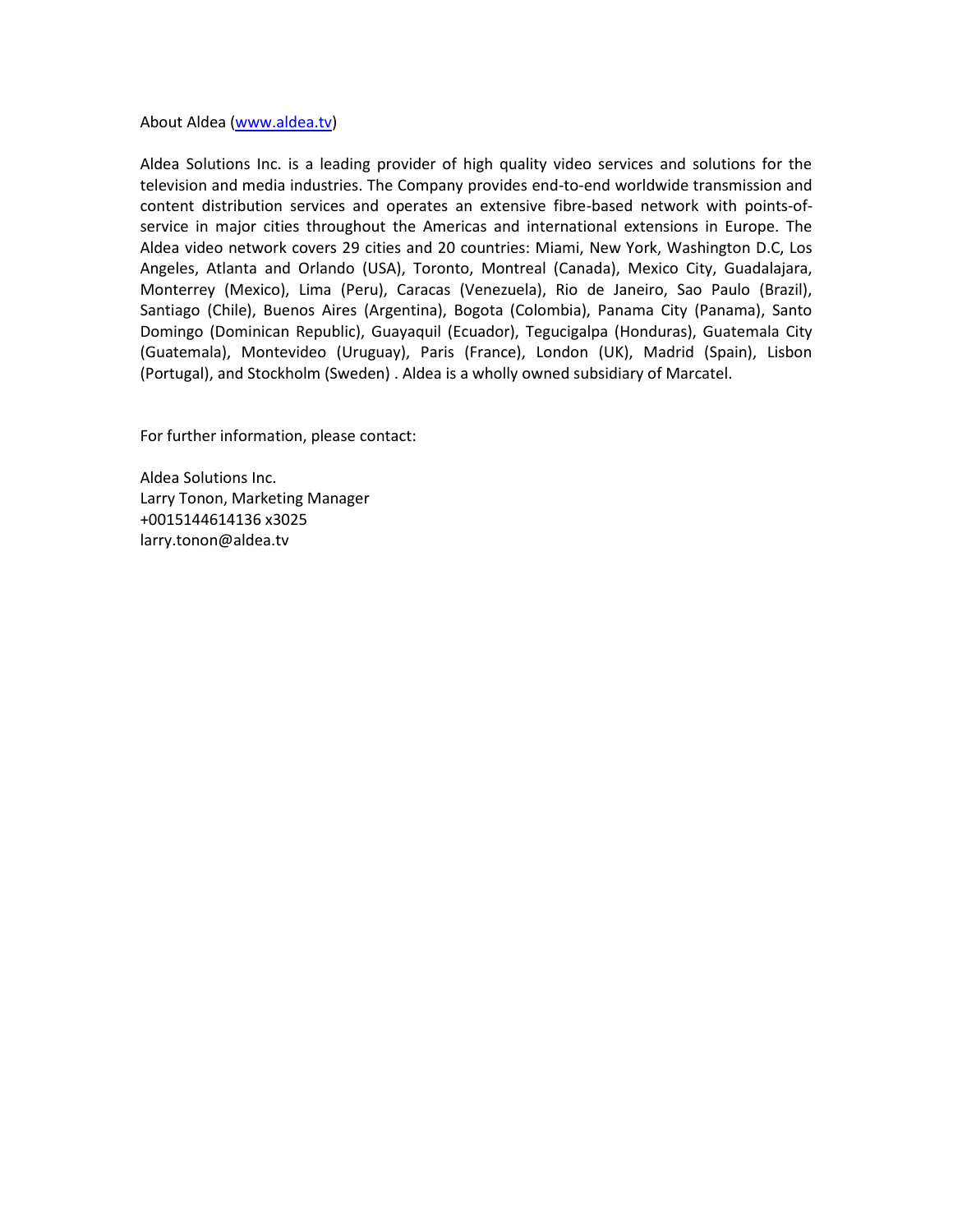About Aldea (www.aldea.tv)

Aldea Solutions Inc. is a leading provider of high quality video services and solutions for the television and media industries. The Company provides end-to-end worldwide transmission and content distribution services and operates an extensive fibre-based network with points-of-service in major cities throughout the Americas and international extensions in Europe. The Aldea video network covers 29 cities and 20 countries: Miami, New York, Washington D.C, Los Angeles, Atlanta and Orlando (USA), Toronto, Montreal (Canada), Mexico City, Guadalajara, Monterrey (Mexico), Lima (Peru), Caracas (Venezuela), Rio de Janeiro, Sao Paulo (Brazil), Santiago (Chile), Buenos Aires (Argentina), Bogota (Colombia), Panama City (Panama), Santo Domingo (Dominican Republic), Guayaquil (Ecuador), Tegucigalpa (Honduras), Guatemala City (Guatemala), Montevideo (Uruguay), Paris (France), London (UK), Madrid (Spain), Lisbon (Portugal), and Stockholm (Sweden) . Aldea is a wholly owned subsidiary of Marcatel.

For further information, please contact:

Aldea Solutions Inc.
Larry Tonon, Marketing Manager
+0015144614136 x3025
larry.tonon@aldea.tv